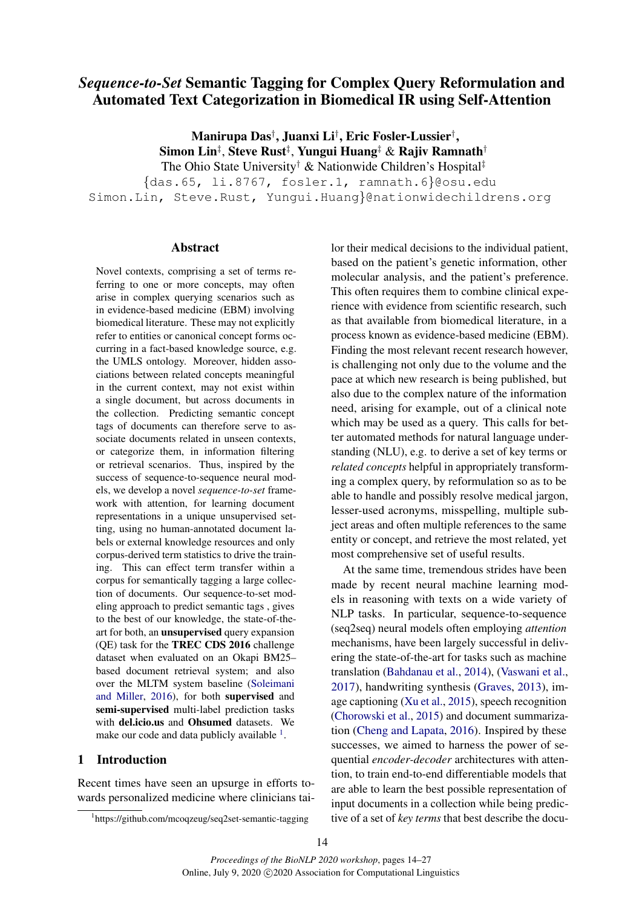# *Sequence-to-Set* Semantic Tagging for Complex Query Reformulation and Automated Text Categorization in Biomedical IR using Self-Attention

**Manirupa Das**[†], **Juanxi Li**[†], **Eric Fosler-Lussier**[†], **Simon Lin**[‡], **Steve Rust**[‡], **Yungui Huang**[‡] & **Rajiv Ramnath**[†]

The Ohio State University[†] & Nationwide Children's Hospital[‡]

{das.65, li.8767, fosler.1, ramnath.6}@osu.edu
Simon.Lin, Steve.Rust, Yungui.Huang}@nationwidechildrens.org

## Abstract

Novel contexts, comprising a set of terms referring to one or more concepts, may often arise in complex querying scenarios such as in evidence-based medicine (EBM) involving biomedical literature. These may not explicitly refer to entities or canonical concept forms occurring in a fact-based knowledge source, e.g. the UMLS ontology. Moreover, hidden associations between related concepts meaningful in the current context, may not exist within a single document, but across documents in the collection. Predicting semantic concept tags of documents can therefore serve to associate documents related in unseen contexts, or categorize them, in information filtering or retrieval scenarios. Thus, inspired by the success of sequence-to-sequence neural models, we develop a novel *sequence-to-set* framework with attention, for learning document representations in a unique unsupervised setting, using no human-annotated document labels or external knowledge resources and only corpus-derived term statistics to drive the training. This can effect term transfer within a corpus for semantically tagging a large collection of documents. Our sequence-to-set modeling approach to predict semantic tags , gives to the best of our knowledge, the state-of-the-art for both, an **unsupervised** query expansion (QE) task for the **TREC CDS 2016** challenge dataset when evaluated on an Okapi BM25–based document retrieval system; and also over the MLTM system baseline (Soleimani and Miller, 2016), for both **supervised** and **semi-supervised** multi-label prediction tasks with **del.icio.us** and **Ohsumed** datasets. We make our code and data publicly available [1].

## 1 Introduction

Recent times have seen an upsurge in efforts towards personalized medicine where clinicians tailor their medical decisions to the individual patient, based on the patient's genetic information, other molecular analysis, and the patient's preference. This often requires them to combine clinical experience with evidence from scientific research, such as that available from biomedical literature, in a process known as evidence-based medicine (EBM). Finding the most relevant recent research however, is challenging not only due to the volume and the pace at which new research is being published, but also due to the complex nature of the information need, arising for example, out of a clinical note which may be used as a query. This calls for better automated methods for natural language understanding (NLU), e.g. to derive a set of key terms or *related concepts* helpful in appropriately transforming a complex query, by reformulation so as to be able to handle and possibly resolve medical jargon, lesser-used acronyms, misspelling, multiple subject areas and often multiple references to the same entity or concept, and retrieve the most related, yet most comprehensive set of useful results.

At the same time, tremendous strides have been made by recent neural machine learning models in reasoning with texts on a wide variety of NLP tasks. In particular, sequence-to-sequence (seq2seq) neural models often employing *attention* mechanisms, have been largely successful in delivering the state-of-the-art for tasks such as machine translation (Bahdanau et al., 2014), (Vaswani et al., 2017), handwriting synthesis (Graves, 2013), image captioning (Xu et al., 2015), speech recognition (Chorowski et al., 2015) and document summarization (Cheng and Lapata, 2016). Inspired by these successes, we aimed to harness the power of sequential *encoder-decoder* architectures with attention, to train end-to-end differentiable models that are able to learn the best possible representation of input documents in a collection while being predictive of a set of *key terms* that best describe the docu-

[1] https://github.com/mcoqzeug/seq2set-semantic-tagging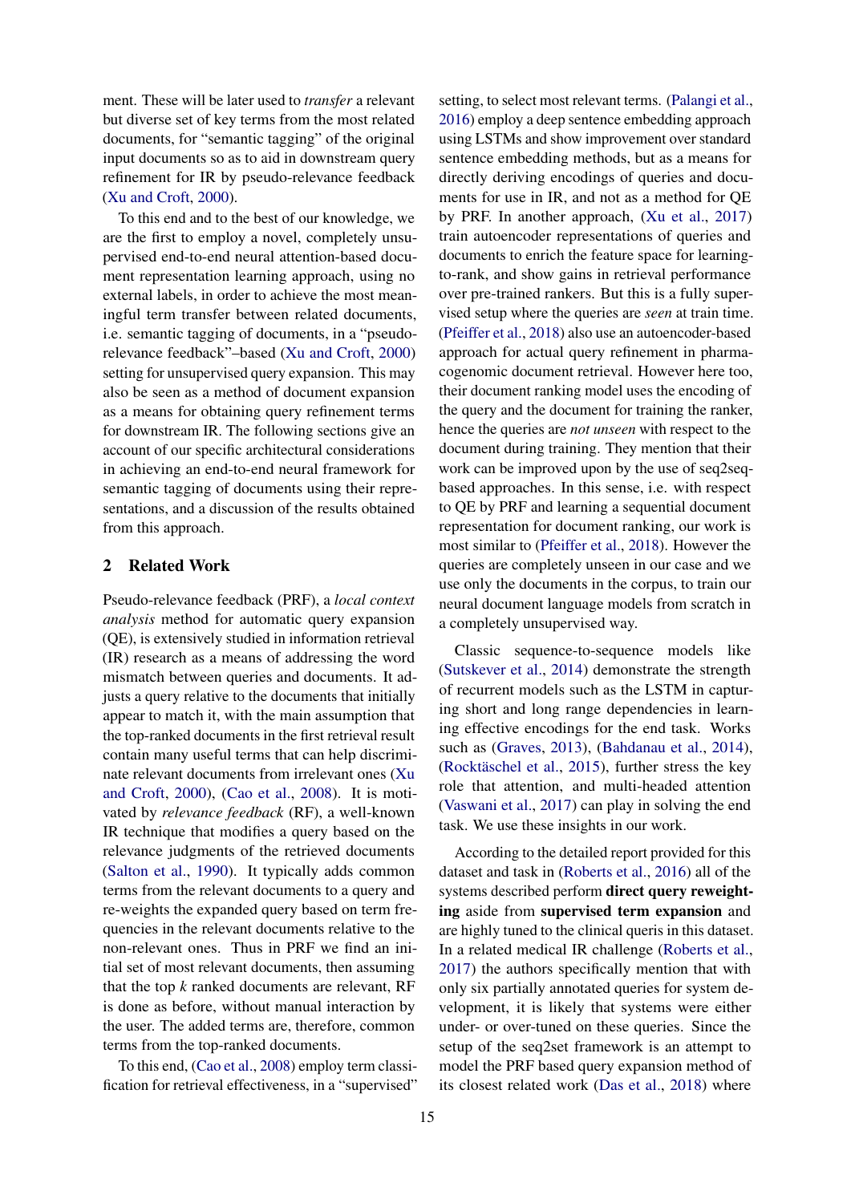ment. These will be later used to *transfer* a relevant but diverse set of key terms from the most related documents, for "semantic tagging" of the original input documents so as to aid in downstream query refinement for IR by pseudo-relevance feedback (Xu and Croft, 2000).

To this end and to the best of our knowledge, we are the first to employ a novel, completely unsupervised end-to-end neural attention-based document representation learning approach, using no external labels, in order to achieve the most meaningful term transfer between related documents, i.e. semantic tagging of documents, in a "pseudo-relevance feedback"–based (Xu and Croft, 2000) setting for unsupervised query expansion. This may also be seen as a method of document expansion as a means for obtaining query refinement terms for downstream IR. The following sections give an account of our specific architectural considerations in achieving an end-to-end neural framework for semantic tagging of documents using their representations, and a discussion of the results obtained from this approach.

## 2 Related Work

Pseudo-relevance feedback (PRF), a *local context analysis* method for automatic query expansion (QE), is extensively studied in information retrieval (IR) research as a means of addressing the word mismatch between queries and documents. It adjusts a query relative to the documents that initially appear to match it, with the main assumption that the top-ranked documents in the first retrieval result contain many useful terms that can help discriminate relevant documents from irrelevant ones (Xu and Croft, 2000), (Cao et al., 2008). It is motivated by *relevance feedback* (RF), a well-known IR technique that modifies a query based on the relevance judgments of the retrieved documents (Salton et al., 1990). It typically adds common terms from the relevant documents to a query and re-weights the expanded query based on term frequencies in the relevant documents relative to the non-relevant ones. Thus in PRF we find an initial set of most relevant documents, then assuming that the top $k$ ranked documents are relevant, RF is done as before, without manual interaction by the user. The added terms are, therefore, common terms from the top-ranked documents.

To this end, (Cao et al., 2008) employ term classification for retrieval effectiveness, in a "supervised" setting, to select most relevant terms. (Palangi et al., 2016) employ a deep sentence embedding approach using LSTMs and show improvement over standard sentence embedding methods, but as a means for directly deriving encodings of queries and documents for use in IR, and not as a method for QE by PRF. In another approach, (Xu et al., 2017) train autoencoder representations of queries and documents to enrich the feature space for learning-to-rank, and show gains in retrieval performance over pre-trained rankers. But this is a fully supervised setup where the queries are *seen* at train time. (Pfeiffer et al., 2018) also use an autoencoder-based approach for actual query refinement in pharmacogenomic document retrieval. However here too, their document ranking model uses the encoding of the query and the document for training the ranker, hence the queries are *not unseen* with respect to the document during training. They mention that their work can be improved upon by the use of seq2seq-based approaches. In this sense, i.e. with respect to QE by PRF and learning a sequential document representation for document ranking, our work is most similar to (Pfeiffer et al., 2018). However the queries are completely unseen in our case and we use only the documents in the corpus, to train our neural document language models from scratch in a completely unsupervised way.

Classic sequence-to-sequence models like (Sutskever et al., 2014) demonstrate the strength of recurrent models such as the LSTM in capturing short and long range dependencies in learning effective encodings for the end task. Works such as (Graves, 2013), (Bahdanau et al., 2014), (Rocktäschel et al., 2015), further stress the key role that attention, and multi-headed attention (Vaswani et al., 2017) can play in solving the end task. We use these insights in our work.

According to the detailed report provided for this dataset and task in (Roberts et al., 2016) all of the systems described perform **direct query reweighting** aside from **supervised term expansion** and are highly tuned to the clinical queris in this dataset. In a related medical IR challenge (Roberts et al., 2017) the authors specifically mention that with only six partially annotated queries for system development, it is likely that systems were either under- or over-tuned on these queries. Since the setup of the seq2set framework is an attempt to model the PRF based query expansion method of its closest related work (Das et al., 2018) where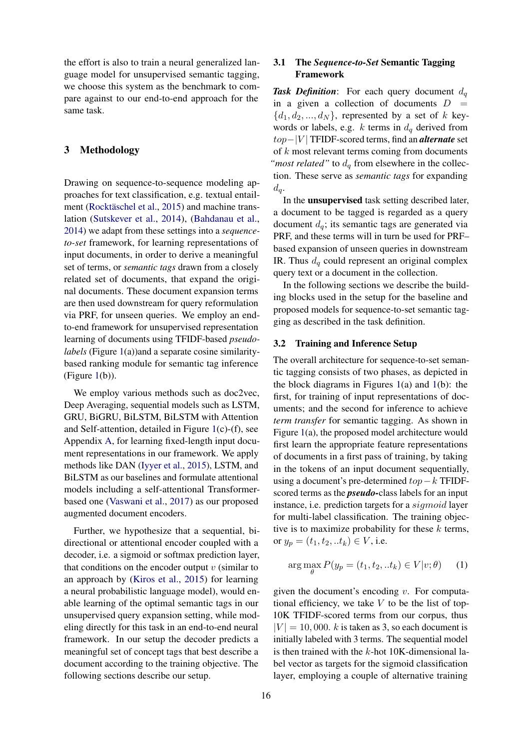the effort is also to train a neural generalized language model for unsupervised semantic tagging, we choose this system as the benchmark to compare against to our end-to-end approach for the same task.

## 3 Methodology

Drawing on sequence-to-sequence modeling approaches for text classification, e.g. textual entailment (Rocktäschel et al., 2015) and machine translation (Sutskever et al., 2014), (Bahdanau et al., 2014) we adapt from these settings into a *sequence-to-set* framework, for learning representations of input documents, in order to derive a meaningful set of terms, or *semantic tags* drawn from a closely related set of documents, that expand the original documents. These document expansion terms are then used downstream for query reformulation via PRF, for unseen queries. We employ an end-to-end framework for unsupervised representation learning of documents using TFIDF-based *pseudo-labels* (Figure 1(a))and a separate cosine similarity-based ranking module for semantic tag inference (Figure 1(b)).

We employ various methods such as doc2vec, Deep Averaging, sequential models such as LSTM, GRU, BiGRU, BiLSTM, BiLSTM with Attention and Self-attention, detailed in Figure 1(c)-(f), see Appendix A, for learning fixed-length input document representations in our framework. We apply methods like DAN (Iyyer et al., 2015), LSTM, and BiLSTM as our baselines and formulate attentional models including a self-attentional Transformer-based one (Vaswani et al., 2017) as our proposed augmented document encoders.

Further, we hypothesize that a sequential, bi-directional or attentional encoder coupled with a decoder, i.e. a sigmoid or softmax prediction layer, that conditions on the encoder output $v$ (similar to an approach by (Kiros et al., 2015) for learning a neural probabilistic language model), would enable learning of the optimal semantic tags in our unsupervised query expansion setting, while modeling directly for this task in an end-to-end neural framework. In our setup the decoder predicts a meaningful set of concept tags that best describe a document according to the training objective. The following sections describe our setup.

### 3.1 The *Sequence-to-Set* Semantic Tagging Framework

***Task Definition***: For each query document $d_q$ in a given a collection of documents $D = \{d_1, d_2, ..., d_N\}$, represented by a set of $k$ keywords or labels, e.g. $k$ terms in $d_q$ derived from $top-|V|$ TFIDF-scored terms, find an ***alternate*** set of $k$ most relevant terms coming from documents *"most related"* to $d_q$ from elsewhere in the collection. These serve as *semantic tags* for expanding $d_q$.

In the **unsupervised** task setting described later, a document to be tagged is regarded as a query document $d_q$; its semantic tags are generated via PRF, and these terms will in turn be used for PRF–based expansion of unseen queries in downstream IR. Thus $d_q$ could represent an original complex query text or a document in the collection.

In the following sections we describe the building blocks used in the setup for the baseline and proposed models for sequence-to-set semantic tagging as described in the task definition.

### 3.2 Training and Inference Setup

The overall architecture for sequence-to-set semantic tagging consists of two phases, as depicted in the block diagrams in Figures 1(a) and 1(b): the first, for training of input representations of documents; and the second for inference to achieve *term transfer* for semantic tagging. As shown in Figure 1(a), the proposed model architecture would first learn the appropriate feature representations of documents in a first pass of training, by taking in the tokens of an input document sequentially, using a document's pre-determined $top-k$ TFIDF-scored terms as the ***pseudo-***class labels for an input instance, i.e. prediction targets for a $sigmoid$ layer for multi-label classification. The training objective is to maximize probability for these $k$ terms, or $y_p = (t_1, t_2, ..t_k) \in V$, i.e.

$$\arg\max_{\theta} P(y_p = (t_1, t_2, ..t_k) \in V | v; \theta) \quad (1)$$

given the document's encoding $v$. For computational efficiency, we take $V$ to be the list of top-10K TFIDF-scored terms from our corpus, thus $|V| = 10,000$. $k$ is taken as 3, so each document is initially labeled with 3 terms. The sequential model is then trained with the $k$-hot 10K-dimensional label vector as targets for the sigmoid classification layer, employing a couple of alternative training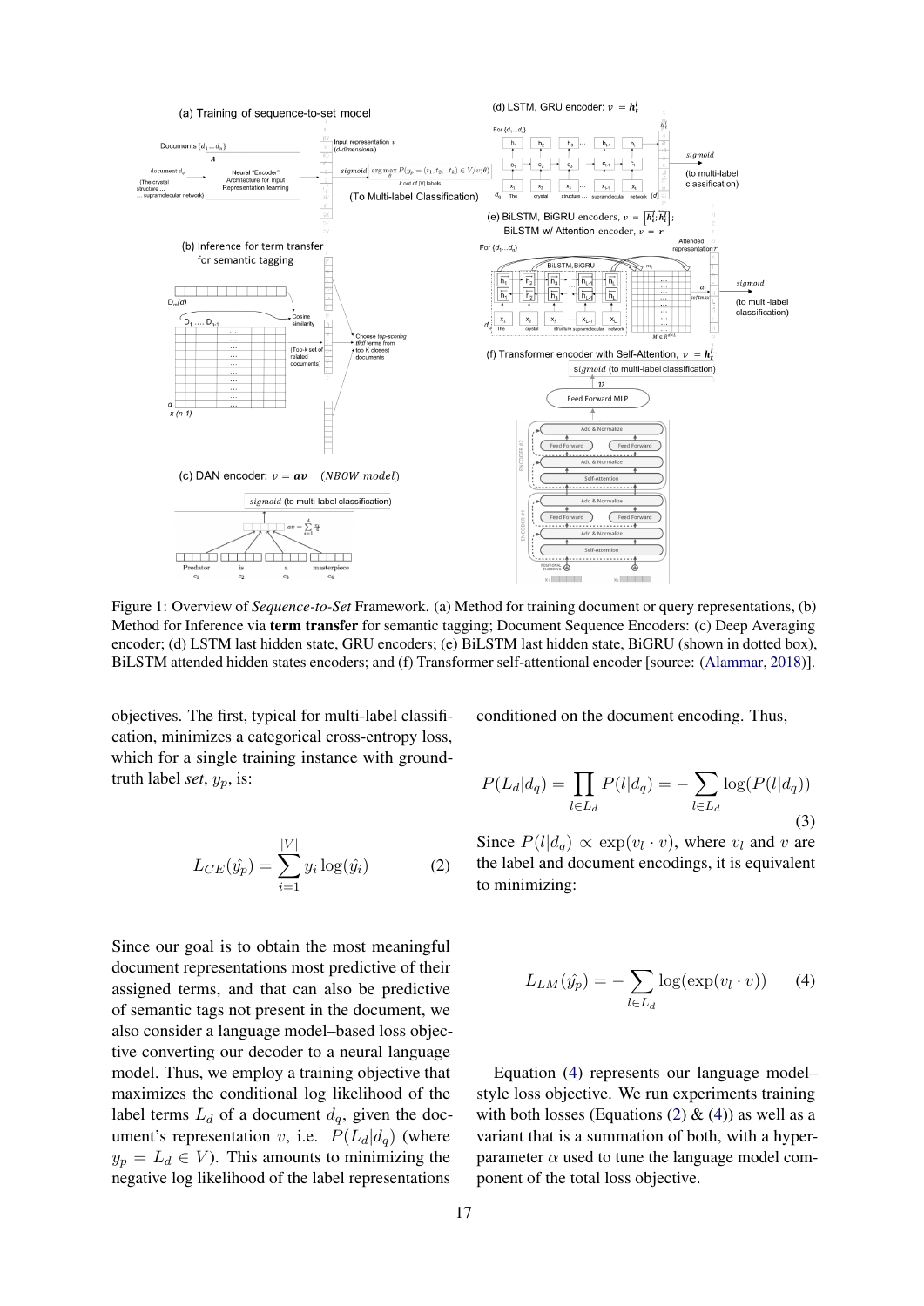Figure 1: Overview of *Sequence-to-Set* Framework. (a) Method for training document or query representations, (b) Method for Inference via **term transfer** for semantic tagging; Document Sequence Encoders: (c) Deep Averaging encoder; (d) LSTM last hidden state, GRU encoders; (e) BiLSTM last hidden state, BiGRU (shown in dotted box), BiLSTM attended hidden states encoders; and (f) Transformer self-attentional encoder [source: (Alammar, 2018)].

objectives. The first, typical for multi-label classification, minimizes a categorical cross-entropy loss, which for a single training instance with ground-truth label *set*, $y_p$, is:

$$L_{CE}(\hat{y_p}) = \sum_{i=1}^{|V|} y_i \log(\hat{y_i}) \tag{2}$$

Since our goal is to obtain the most meaningful document representations most predictive of their assigned terms, and that can also be predictive of semantic tags not present in the document, we also consider a language model–based loss objective converting our decoder to a neural language model. Thus, we employ a training objective that maximizes the conditional log likelihood of the label terms $L_d$ of a document $d_q$, given the document's representation $v$, i.e. $P(L_d|d_q)$ (where $y_p = L_d \in V$). This amounts to minimizing the negative log likelihood of the label representations conditioned on the document encoding. Thus,

$$P(L_d|d_q) = \prod_{l \in L_d} P(l|d_q) = -\sum_{l \in L_d} \log(P(l|d_q)) \tag{3}$$

Since $P(l|d_q) \propto \exp(v_l \cdot v)$, where $v_l$ and $v$ are the label and document encodings, it is equivalent to minimizing:

$$L_{LM}(\hat{y_p}) = -\sum_{l \in L_d} \log(\exp(v_l \cdot v)) \tag{4}$$

Equation (4) represents our language model–style loss objective. We run experiments training with both losses (Equations (2) & (4)) as well as a variant that is a summation of both, with a hyper-parameter $\alpha$ used to tune the language model component of the total loss objective.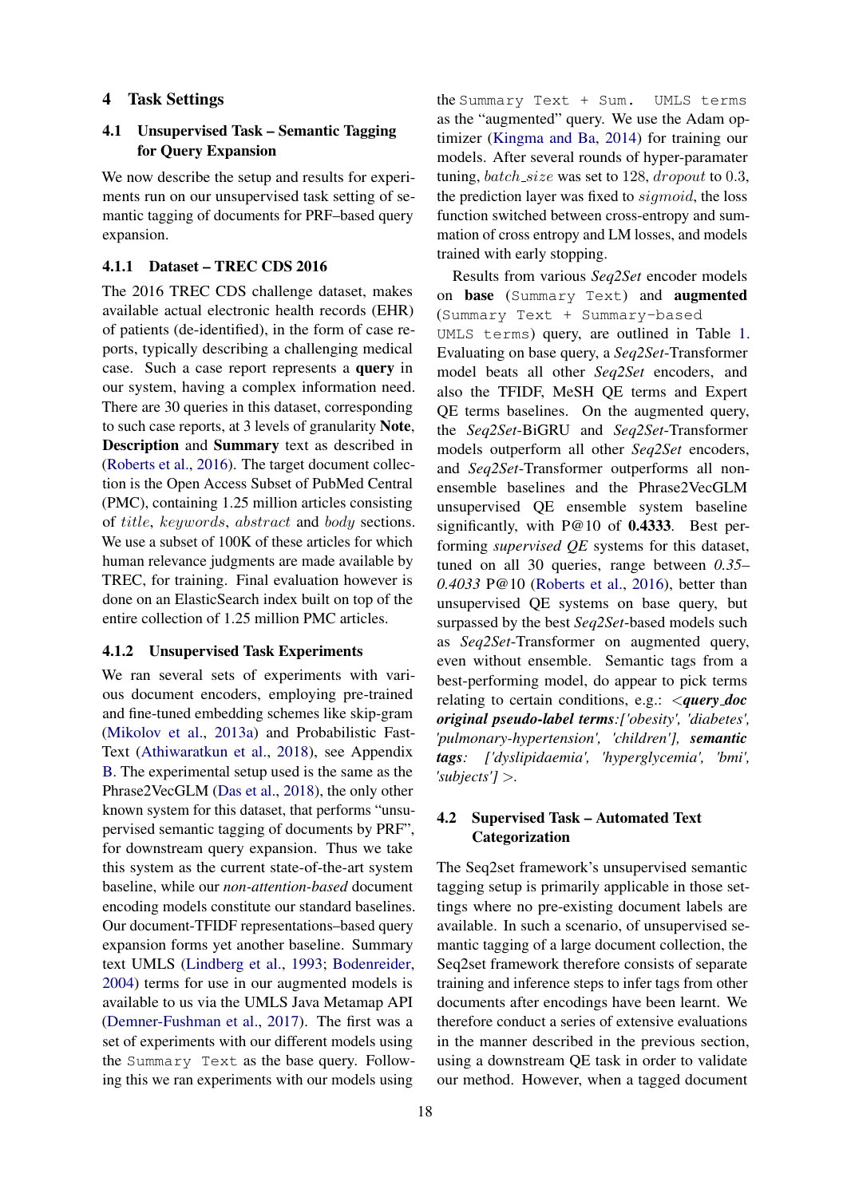## 4 Task Settings

### 4.1 Unsupervised Task – Semantic Tagging for Query Expansion

We now describe the setup and results for experiments run on our unsupervised task setting of semantic tagging of documents for PRF–based query expansion.

#### 4.1.1 Dataset – TREC CDS 2016

The 2016 TREC CDS challenge dataset, makes available actual electronic health records (EHR) of patients (de-identified), in the form of case reports, typically describing a challenging medical case. Such a case report represents a **query** in our system, having a complex information need. There are 30 queries in this dataset, corresponding to such case reports, at 3 levels of granularity **Note**, **Description** and **Summary** text as described in (Roberts et al., 2016). The target document collection is the Open Access Subset of PubMed Central (PMC), containing 1.25 million articles consisting of *title*, *keywords*, *abstract* and *body* sections. We use a subset of 100K of these articles for which human relevance judgments are made available by TREC, for training. Final evaluation however is done on an ElasticSearch index built on top of the entire collection of 1.25 million PMC articles.

#### 4.1.2 Unsupervised Task Experiments

We ran several sets of experiments with various document encoders, employing pre-trained and fine-tuned embedding schemes like skip-gram (Mikolov et al., 2013a) and Probabilistic FastText (Athiwaratkun et al., 2018), see Appendix B. The experimental setup used is the same as the Phrase2VecGLM (Das et al., 2018), the only other known system for this dataset, that performs "unsupervised semantic tagging of documents by PRF", for downstream query expansion. Thus we take this system as the current state-of-the-art system baseline, while our *non-attention-based* document encoding models constitute our standard baselines. Our document-TFIDF representations–based query expansion forms yet another baseline. Summary text UMLS (Lindberg et al., 1993; Bodenreider, 2004) terms for use in our augmented models is available to us via the UMLS Java Metamap API (Demner-Fushman et al., 2017). The first was a set of experiments with our different models using the `Summary Text` as the base query. Following this we ran experiments with our models using the `Summary Text + Sum. UMLS terms` as the "augmented" query. We use the Adam optimizer (Kingma and Ba, 2014) for training our models. After several rounds of hyper-paramater tuning, $batch\_size$ was set to 128, $dropout$ to 0.3, the prediction layer was fixed to $sigmoid$, the loss function switched between cross-entropy and summation of cross entropy and LM losses, and models trained with early stopping.

Results from various *Seq2Set* encoder models on **base** (`Summary Text`) and **augmented** (`Summary Text + Summary-based UMLS terms`) query, are outlined in Table 1. Evaluating on base query, a *Seq2Set*-Transformer model beats all other *Seq2Set* encoders, and also the TFIDF, MeSH QE terms and Expert QE terms baselines. On the augmented query, the *Seq2Set*-BiGRU and *Seq2Set*-Transformer models outperform all other *Seq2Set* encoders, and *Seq2Set*-Transformer outperforms all non-ensemble baselines and the Phrase2VecGLM unsupervised QE ensemble system baseline significantly, with P@10 of **0.4333**. Best performing *supervised QE* systems for this dataset, tuned on all 30 queries, range between *0.35–0.4033* P@10 (Roberts et al., 2016), better than unsupervised QE systems on base query, but surpassed by the best *Seq2Set*-based models such as *Seq2Set*-Transformer on augmented query, even without ensemble. Semantic tags from a best-performing model, do appear to pick terms relating to certain conditions, e.g.: <***query doc original pseudo-label terms**:['obesity', 'diabetes', 'pulmonary-hypertension', 'children'], **semantic tags**: ['dyslipidaemia', 'hyperglycemia', 'bmi', 'subjects']* >.

### 4.2 Supervised Task – Automated Text Categorization

The Seq2set framework's unsupervised semantic tagging setup is primarily applicable in those settings where no pre-existing document labels are available. In such a scenario, of unsupervised semantic tagging of a large document collection, the Seq2set framework therefore consists of separate training and inference steps to infer tags from other documents after encodings have been learnt. We therefore conduct a series of extensive evaluations in the manner described in the previous section, using a downstream QE task in order to validate our method. However, when a tagged document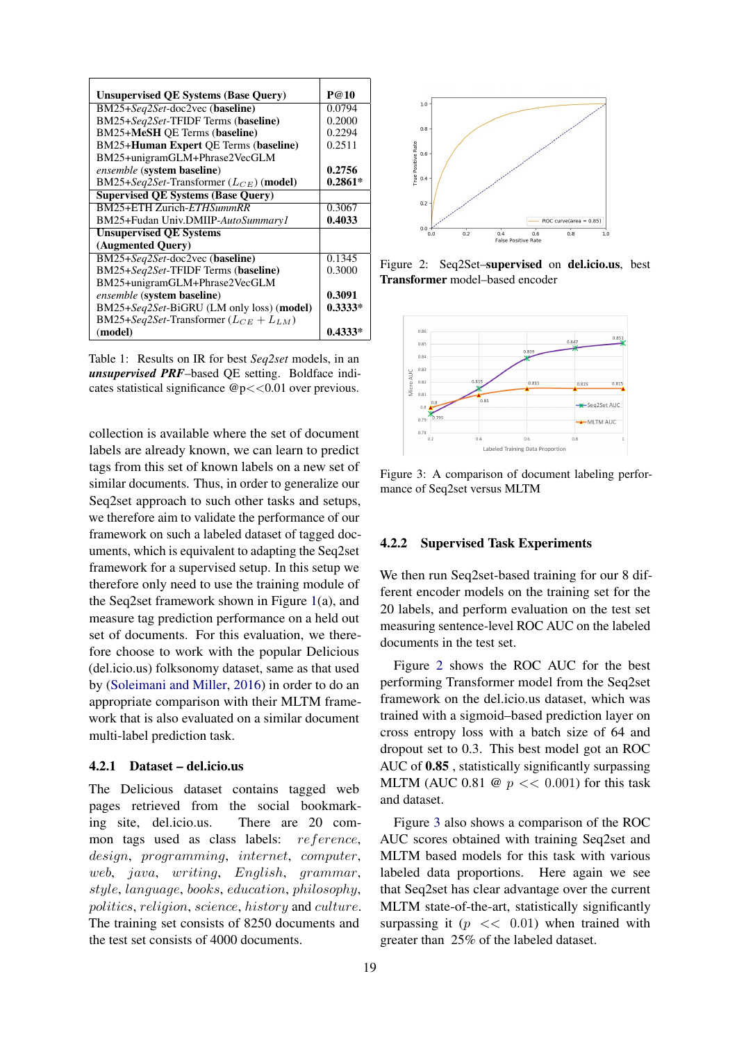| Unsupervised QE Systems (Base Query) | P@10 |
|---|---|
| BM25+*Seq2Set*-doc2vec (**baseline**) | 0.0794 |
| BM25+*Seq2Set*-TFIDF Terms (**baseline**) | 0.2000 |
| BM25+**MeSH** QE Terms (**baseline**) | 0.2294 |
| BM25+**Human Expert** QE Terms (**baseline**) | 0.2511 |
| BM25+unigramGLM+Phrase2VecGLM *ensemble* (**system baseline**) | **0.2756** |
| BM25+*Seq2Set*-Transformer ($L_{CE}$) (**model**) | **0.2861*** |
| **Supervised QE Systems (Base Query)** | |
| BM25+ETH Zurich-*ETHSummRR* | 0.3067 |
| BM25+Fudan Univ.DMIIP-*AutoSummary1* | **0.4033** |
| **Unsupervised QE Systems (Augmented Query)** | |
| BM25+*Seq2Set*-doc2vec (**baseline**) | 0.1345 |
| BM25+*Seq2Set*-TFIDF Terms (**baseline**) | 0.3000 |
| BM25+unigramGLM+Phrase2VecGLM *ensemble* (**system baseline**) | **0.3091** |
| BM25+*Seq2Set*-BiGRU (LM only loss) (**model**) | **0.3333*** |
| BM25+*Seq2Set*-Transformer ($L_{CE}$ + $L_{LM}$) (**model**) | **0.4333*** |

Table 1: Results on IR for best *Seq2set* models, in an ***unsupervised PRF***–based QE setting. Boldface indicates statistical significance @p<<0.01 over previous.

collection is available where the set of document labels are already known, we can learn to predict tags from this set of known labels on a new set of similar documents. Thus, in order to generalize our Seq2set approach to such other tasks and setups, we therefore aim to validate the performance of our framework on such a labeled dataset of tagged documents, which is equivalent to adapting the Seq2set framework for a supervised setup. In this setup we therefore only need to use the training module of the Seq2set framework shown in Figure 1(a), and measure tag prediction performance on a held out set of documents. For this evaluation, we therefore choose to work with the popular Delicious (del.icio.us) folksonomy dataset, same as that used by (Soleimani and Miller, 2016) in order to do an appropriate comparison with their MLTM framework that is also evaluated on a similar document multi-label prediction task.

#### 4.2.1 Dataset – del.icio.us

The Delicious dataset contains tagged web pages retrieved from the social bookmarking site, del.icio.us. There are 20 common tags used as class labels: *reference*, *design*, *programming*, *internet*, *computer*, *web*, *java*, *writing*, *English*, *grammar*, *style*, *language*, *books*, *education*, *philosophy*, *politics*, *religion*, *science*, *history* and *culture*. The training set consists of 8250 documents and the test set consists of 4000 documents.

Figure 2: Seq2Set–**supervised** on **del.icio.us**, best **Transformer** model–based encoder

Figure 3: A comparison of document labeling performance of Seq2set versus MLTM

#### 4.2.2 Supervised Task Experiments

We then run Seq2set-based training for our 8 different encoder models on the training set for the 20 labels, and perform evaluation on the test set measuring sentence-level ROC AUC on the labeled documents in the test set.

Figure 2 shows the ROC AUC for the best performing Transformer model from the Seq2set framework on the del.icio.us dataset, which was trained with a sigmoid–based prediction layer on cross entropy loss with a batch size of 64 and dropout set to 0.3. This best model got an ROC AUC of **0.85** , statistically significantly surpassing MLTM (AUC 0.81 @ $p << 0.001$) for this task and dataset.

Figure 3 also shows a comparison of the ROC AUC scores obtained with training Seq2set and MLTM based models for this task with various labeled data proportions. Here again we see that Seq2set has clear advantage over the current MLTM state-of-the-art, statistically significantly surpassing it ($p << 0.01$) when trained with greater than 25% of the labeled dataset.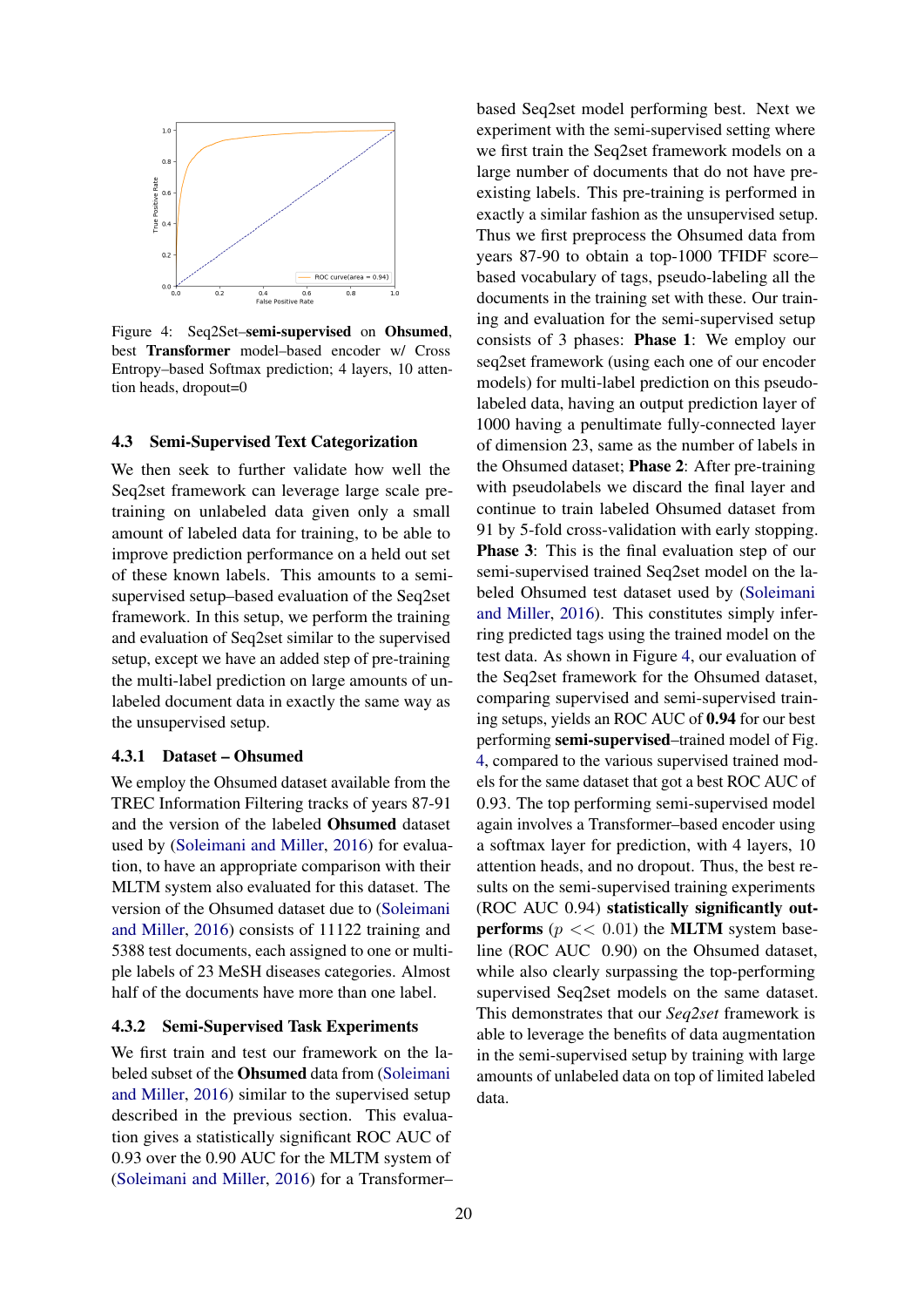Figure 4: Seq2Set–**semi-supervised** on **Ohsumed**, best **Transformer** model–based encoder w/ Cross Entropy–based Softmax prediction; 4 layers, 10 attention heads, dropout=0

### 4.3 Semi-Supervised Text Categorization

We then seek to further validate how well the Seq2set framework can leverage large scale pre-training on unlabeled data given only a small amount of labeled data for training, to be able to improve prediction performance on a held out set of these known labels. This amounts to a semi-supervised setup–based evaluation of the Seq2set framework. In this setup, we perform the training and evaluation of Seq2set similar to the supervised setup, except we have an added step of pre-training the multi-label prediction on large amounts of unlabeled document data in exactly the same way as the unsupervised setup.

#### 4.3.1 Dataset – Ohsumed

We employ the Ohsumed dataset available from the TREC Information Filtering tracks of years 87-91 and the version of the labeled **Ohsumed** dataset used by (Soleimani and Miller, 2016) for evaluation, to have an appropriate comparison with their MLTM system also evaluated for this dataset. The version of the Ohsumed dataset due to (Soleimani and Miller, 2016) consists of 11122 training and 5388 test documents, each assigned to one or multiple labels of 23 MeSH diseases categories. Almost half of the documents have more than one label.

#### 4.3.2 Semi-Supervised Task Experiments

We first train and test our framework on the labeled subset of the **Ohsumed** data from (Soleimani and Miller, 2016) similar to the supervised setup described in the previous section. This evaluation gives a statistically significant ROC AUC of 0.93 over the 0.90 AUC for the MLTM system of (Soleimani and Miller, 2016) for a Transformer–based Seq2set model performing best. Next we experiment with the semi-supervised setting where we first train the Seq2set framework models on a large number of documents that do not have pre-existing labels. This pre-training is performed in exactly a similar fashion as the unsupervised setup. Thus we first preprocess the Ohsumed data from years 87-90 to obtain a top-1000 TFIDF score–based vocabulary of tags, pseudo-labeling all the documents in the training set with these. Our training and evaluation for the semi-supervised setup consists of 3 phases: **Phase 1**: We employ our seq2set framework (using each one of our encoder models) for multi-label prediction on this pseudo-labeled data, having an output prediction layer of 1000 having a penultimate fully-connected layer of dimension 23, same as the number of labels in the Ohsumed dataset; **Phase 2**: After pre-training with pseudolabels we discard the final layer and continue to train labeled Ohsumed dataset from 91 by 5-fold cross-validation with early stopping. **Phase 3**: This is the final evaluation step of our semi-supervised trained Seq2set model on the labeled Ohsumed test dataset used by (Soleimani and Miller, 2016). This constitutes simply inferring predicted tags using the trained model on the test data. As shown in Figure 4, our evaluation of the Seq2set framework for the Ohsumed dataset, comparing supervised and semi-supervised training setups, yields an ROC AUC of **0.94** for our best performing **semi-supervised**–trained model of Fig. 4, compared to the various supervised trained models for the same dataset that got a best ROC AUC of 0.93. The top performing semi-supervised model again involves a Transformer–based encoder using a softmax layer for prediction, with 4 layers, 10 attention heads, and no dropout. Thus, the best results on the semi-supervised training experiments (ROC AUC 0.94) **statistically significantly outperforms** ($p << 0.01$) the **MLTM** system baseline (ROC AUC 0.90) on the Ohsumed dataset, while also clearly surpassing the top-performing supervised Seq2set models on the same dataset. This demonstrates that our *Seq2set* framework is able to leverage the benefits of data augmentation in the semi-supervised setup by training with large amounts of unlabeled data on top of limited labeled data.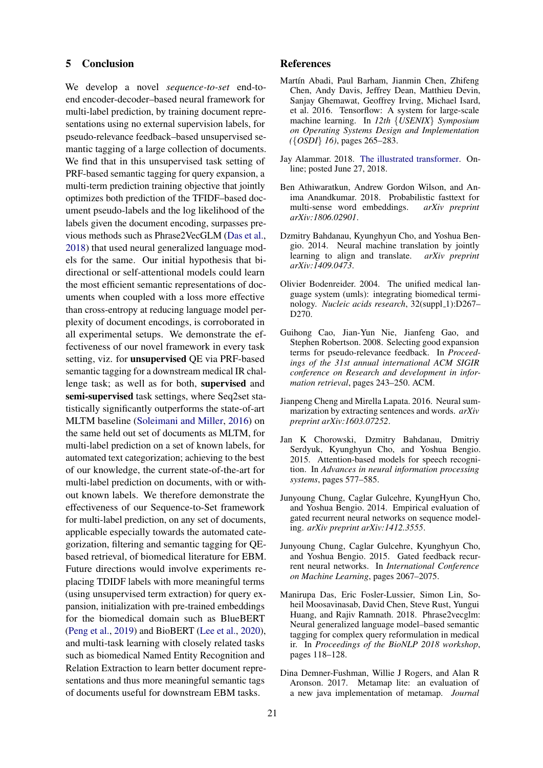## 5 Conclusion

We develop a novel *sequence-to-set* end-to-end encoder-decoder–based neural framework for multi-label prediction, by training document representations using no external supervision labels, for pseudo-relevance feedback–based unsupervised semantic tagging of a large collection of documents. We find that in this unsupervised task setting of PRF-based semantic tagging for query expansion, a multi-term prediction training objective that jointly optimizes both prediction of the TFIDF–based document pseudo-labels and the log likelihood of the labels given the document encoding, surpasses previous methods such as Phrase2VecGLM (Das et al., 2018) that used neural generalized language models for the same. Our initial hypothesis that bidirectional or self-attentional models could learn the most efficient semantic representations of documents when coupled with a loss more effective than cross-entropy at reducing language model perplexity of document encodings, is corroborated in all experimental setups. We demonstrate the effectiveness of our novel framework in every task setting, viz. for **unsupervised** QE via PRF-based semantic tagging for a downstream medical IR challenge task; as well as for both, **supervised** and **semi-supervised** task settings, where Seq2set statistically significantly outperforms the state-of-art MLTM baseline (Soleimani and Miller, 2016) on the same held out set of documents as MLTM, for multi-label prediction on a set of known labels, for automated text categorization; achieving to the best of our knowledge, the current state-of-the-art for multi-label prediction on documents, with or without known labels. We therefore demonstrate the effectiveness of our Sequence-to-Set framework for multi-label prediction, on any set of documents, applicable especially towards the automated categorization, filtering and semantic tagging for QE-based retrieval, of biomedical literature for EBM. Future directions would involve experiments replacing TDIDF labels with more meaningful terms (using unsupervised term extraction) for query expansion, initialization with pre-trained embeddings for the biomedical domain such as BlueBERT (Peng et al., 2019) and BioBERT (Lee et al., 2020), and multi-task learning with closely related tasks such as biomedical Named Entity Recognition and Relation Extraction to learn better document representations and thus more meaningful semantic tags of documents useful for downstream EBM tasks.

## References

Martín Abadi, Paul Barham, Jianmin Chen, Zhifeng Chen, Andy Davis, Jeffrey Dean, Matthieu Devin, Sanjay Ghemawat, Geoffrey Irving, Michael Isard, et al. 2016. Tensorflow: A system for large-scale machine learning. In *12th {USENIX} Symposium on Operating Systems Design and Implementation ({OSDI} 16)*, pages 265–283.

Jay Alammar. 2018. The illustrated transformer. Online; posted June 27, 2018.

Ben Athiwaratkun, Andrew Gordon Wilson, and Anima Anandkumar. 2018. Probabilistic fasttext for multi-sense word embeddings. *arXiv preprint arXiv:1806.02901*.

Dzmitry Bahdanau, Kyunghyun Cho, and Yoshua Bengio. 2014. Neural machine translation by jointly learning to align and translate. *arXiv preprint arXiv:1409.0473*.

Olivier Bodenreider. 2004. The unified medical language system (umls): integrating biomedical terminology. *Nucleic acids research*, 32(suppl_1):D267–D270.

Guihong Cao, Jian-Yun Nie, Jianfeng Gao, and Stephen Robertson. 2008. Selecting good expansion terms for pseudo-relevance feedback. In *Proceedings of the 31st annual international ACM SIGIR conference on Research and development in information retrieval*, pages 243–250. ACM.

Jianpeng Cheng and Mirella Lapata. 2016. Neural summarization by extracting sentences and words. *arXiv preprint arXiv:1603.07252*.

Jan K Chorowski, Dzmitry Bahdanau, Dmitriy Serdyuk, Kyunghyun Cho, and Yoshua Bengio. 2015. Attention-based models for speech recognition. In *Advances in neural information processing systems*, pages 577–585.

Junyoung Chung, Caglar Gulcehre, KyungHyun Cho, and Yoshua Bengio. 2014. Empirical evaluation of gated recurrent neural networks on sequence modeling. *arXiv preprint arXiv:1412.3555*.

Junyoung Chung, Caglar Gulcehre, Kyunghyun Cho, and Yoshua Bengio. 2015. Gated feedback recurrent neural networks. In *International Conference on Machine Learning*, pages 2067–2075.

Manirupa Das, Eric Fosler-Lussier, Simon Lin, Soheil Moosavinasab, David Chen, Steve Rust, Yungui Huang, and Rajiv Ramnath. 2018. Phrase2vecglm: Neural generalized language model–based semantic tagging for complex query reformulation in medical ir. In *Proceedings of the BioNLP 2018 workshop*, pages 118–128.

Dina Demner-Fushman, Willie J Rogers, and Alan R Aronson. 2017. Metamap lite: an evaluation of a new java implementation of metamap. *Journal*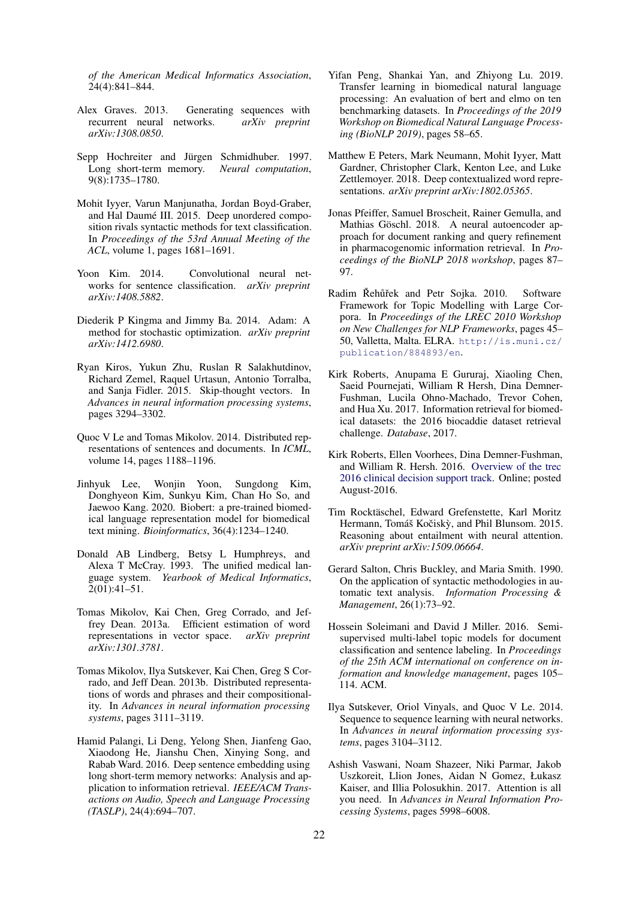*of the American Medical Informatics Association*, 24(4):841–844.

Alex Graves. 2013. Generating sequences with recurrent neural networks. *arXiv preprint arXiv:1308.0850*.

Sepp Hochreiter and Jürgen Schmidhuber. 1997. Long short-term memory. *Neural computation*, 9(8):1735–1780.

Mohit Iyyer, Varun Manjunatha, Jordan Boyd-Graber, and Hal Daumé III. 2015. Deep unordered composition rivals syntactic methods for text classification. In *Proceedings of the 53rd Annual Meeting of the ACL*, volume 1, pages 1681–1691.

Yoon Kim. 2014. Convolutional neural networks for sentence classification. *arXiv preprint arXiv:1408.5882*.

Diederik P Kingma and Jimmy Ba. 2014. Adam: A method for stochastic optimization. *arXiv preprint arXiv:1412.6980*.

Ryan Kiros, Yukun Zhu, Ruslan R Salakhutdinov, Richard Zemel, Raquel Urtasun, Antonio Torralba, and Sanja Fidler. 2015. Skip-thought vectors. In *Advances in neural information processing systems*, pages 3294–3302.

Quoc V Le and Tomas Mikolov. 2014. Distributed representations of sentences and documents. In *ICML*, volume 14, pages 1188–1196.

Jinhyuk Lee, Wonjin Yoon, Sungdong Kim, Donghyeon Kim, Sunkyu Kim, Chan Ho So, and Jaewoo Kang. 2020. Biobert: a pre-trained biomedical language representation model for biomedical text mining. *Bioinformatics*, 36(4):1234–1240.

Donald AB Lindberg, Betsy L Humphreys, and Alexa T McCray. 1993. The unified medical language system. *Yearbook of Medical Informatics*, 2(01):41–51.

Tomas Mikolov, Kai Chen, Greg Corrado, and Jeffrey Dean. 2013a. Efficient estimation of word representations in vector space. *arXiv preprint arXiv:1301.3781*.

Tomas Mikolov, Ilya Sutskever, Kai Chen, Greg S Corrado, and Jeff Dean. 2013b. Distributed representations of words and phrases and their compositionality. In *Advances in neural information processing systems*, pages 3111–3119.

Hamid Palangi, Li Deng, Yelong Shen, Jianfeng Gao, Xiaodong He, Jianshu Chen, Xinying Song, and Rabab Ward. 2016. Deep sentence embedding using long short-term memory networks: Analysis and application to information retrieval. *IEEE/ACM Transactions on Audio, Speech and Language Processing (TASLP)*, 24(4):694–707.

Yifan Peng, Shankai Yan, and Zhiyong Lu. 2019. Transfer learning in biomedical natural language processing: An evaluation of bert and elmo on ten benchmarking datasets. In *Proceedings of the 2019 Workshop on Biomedical Natural Language Processing (BioNLP 2019)*, pages 58–65.

Matthew E Peters, Mark Neumann, Mohit Iyyer, Matt Gardner, Christopher Clark, Kenton Lee, and Luke Zettlemoyer. 2018. Deep contextualized word representations. *arXiv preprint arXiv:1802.05365*.

Jonas Pfeiffer, Samuel Broscheit, Rainer Gemulla, and Mathias Göschl. 2018. A neural autoencoder approach for document ranking and query refinement in pharmacogenomic information retrieval. In *Proceedings of the BioNLP 2018 workshop*, pages 87–97.

Radim Řehůřek and Petr Sojka. 2010. Software Framework for Topic Modelling with Large Corpora. In *Proceedings of the LREC 2010 Workshop on New Challenges for NLP Frameworks*, pages 45–50, Valletta, Malta. ELRA. http://is.muni.cz/publication/884893/en.

Kirk Roberts, Anupama E Gururaj, Xiaoling Chen, Saeid Pournejati, William R Hersh, Dina Demner-Fushman, Lucila Ohno-Machado, Trevor Cohen, and Hua Xu. 2017. Information retrieval for biomedical datasets: the 2016 biocaddie dataset retrieval challenge. *Database*, 2017.

Kirk Roberts, Ellen Voorhees, Dina Demner-Fushman, and William R. Hersh. 2016. Overview of the trec 2016 clinical decision support track. Online; posted August-2016.

Tim Rocktäschel, Edward Grefenstette, Karl Moritz Hermann, Tomáš Kočiský, and Phil Blunsom. 2015. Reasoning about entailment with neural attention. *arXiv preprint arXiv:1509.06664*.

Gerard Salton, Chris Buckley, and Maria Smith. 1990. On the application of syntactic methodologies in automatic text analysis. *Information Processing & Management*, 26(1):73–92.

Hossein Soleimani and David J Miller. 2016. Semi-supervised multi-label topic models for document classification and sentence labeling. In *Proceedings of the 25th ACM international on conference on information and knowledge management*, pages 105–114. ACM.

Ilya Sutskever, Oriol Vinyals, and Quoc V Le. 2014. Sequence to sequence learning with neural networks. In *Advances in neural information processing systems*, pages 3104–3112.

Ashish Vaswani, Noam Shazeer, Niki Parmar, Jakob Uszkoreit, Llion Jones, Aidan N Gomez, Łukasz Kaiser, and Illia Polosukhin. 2017. Attention is all you need. In *Advances in Neural Information Processing Systems*, pages 5998–6008.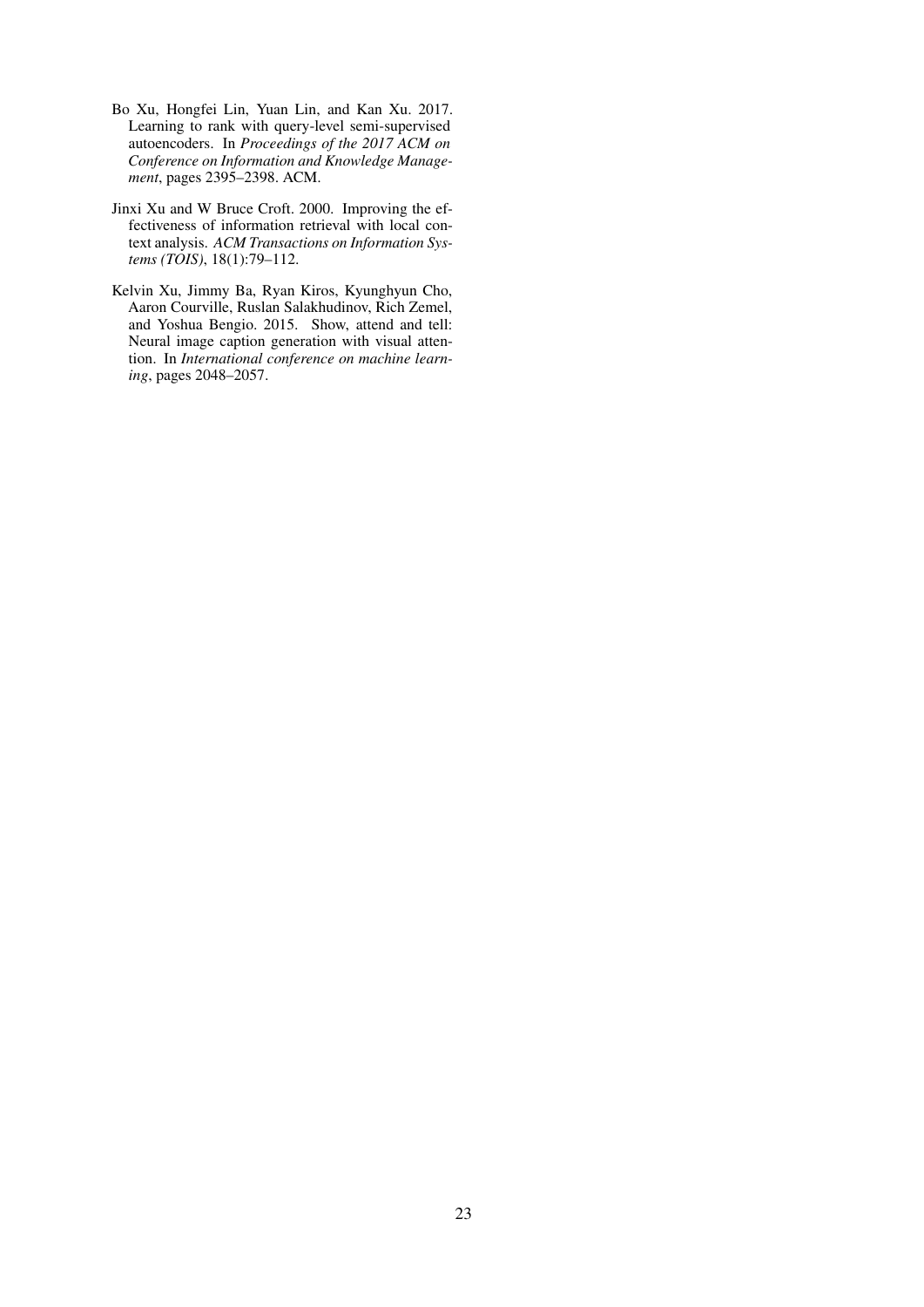Bo Xu, Hongfei Lin, Yuan Lin, and Kan Xu. 2017. Learning to rank with query-level semi-supervised autoencoders. In *Proceedings of the 2017 ACM on Conference on Information and Knowledge Management*, pages 2395–2398. ACM.

Jinxi Xu and W Bruce Croft. 2000. Improving the effectiveness of information retrieval with local context analysis. *ACM Transactions on Information Systems (TOIS)*, 18(1):79–112.

Kelvin Xu, Jimmy Ba, Ryan Kiros, Kyunghyun Cho, Aaron Courville, Ruslan Salakhudinov, Rich Zemel, and Yoshua Bengio. 2015. Show, attend and tell: Neural image caption generation with visual attention. In *International conference on machine learning*, pages 2048–2057.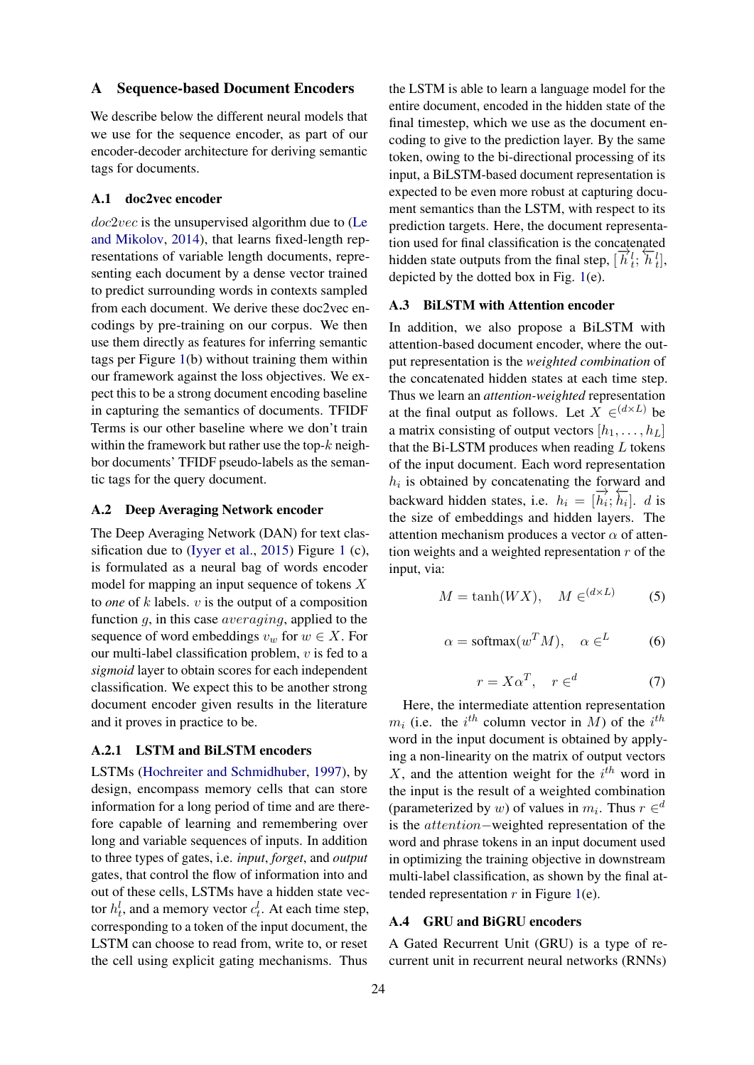## A Sequence-based Document Encoders

We describe below the different neural models that we use for the sequence encoder, as part of our encoder-decoder architecture for deriving semantic tags for documents.

### A.1 doc2vec encoder

$doc2vec$ is the unsupervised algorithm due to (Le and Mikolov, 2014), that learns fixed-length representations of variable length documents, representing each document by a dense vector trained to predict surrounding words in contexts sampled from each document. We derive these doc2vec encodings by pre-training on our corpus. We then use them directly as features for inferring semantic tags per Figure 1(b) without training them within our framework against the loss objectives. We expect this to be a strong document encoding baseline in capturing the semantics of documents. TFIDF Terms is our other baseline where we don't train within the framework but rather use the top-$k$ neighbor documents' TFIDF pseudo-labels as the semantic tags for the query document.

### A.2 Deep Averaging Network encoder

The Deep Averaging Network (DAN) for text classification due to (Iyyer et al., 2015) Figure 1 (c), is formulated as a neural bag of words encoder model for mapping an input sequence of tokens $X$ to *one* of $k$ labels. $v$ is the output of a composition function $g$, in this case $averaging$, applied to the sequence of word embeddings $v_w$ for $w \in X$. For our multi-label classification problem, $v$ is fed to a *sigmoid* layer to obtain scores for each independent classification. We expect this to be another strong document encoder given results in the literature and it proves in practice to be.

#### A.2.1 LSTM and BiLSTM encoders

LSTMs (Hochreiter and Schmidhuber, 1997), by design, encompass memory cells that can store information for a long period of time and are therefore capable of learning and remembering over long and variable sequences of inputs. In addition to three types of gates, i.e. *input*, *forget*, and *output* gates, that control the flow of information into and out of these cells, LSTMs have a hidden state vector $h_t^l$, and a memory vector $c_t^l$. At each time step, corresponding to a token of the input document, the LSTM can choose to read from, write to, or reset the cell using explicit gating mechanisms. Thus the LSTM is able to learn a language model for the entire document, encoded in the hidden state of the final timestep, which we use as the document encoding to give to the prediction layer. By the same token, owing to the bi-directional processing of its input, a BiLSTM-based document representation is expected to be even more robust at capturing document semantics than the LSTM, with respect to its prediction targets. Here, the document representation used for final classification is the concatenated hidden state outputs from the final step, $[\overrightarrow{h}_t^l; \overleftarrow{h}_t^l]$, depicted by the dotted box in Fig. 1(e).

### A.3 BiLSTM with Attention encoder

In addition, we also propose a BiLSTM with attention-based document encoder, where the output representation is the *weighted combination* of the concatenated hidden states at each time step. Thus we learn an *attention-weighted* representation at the final output as follows. Let $X \in^{(d \times L)}$ be a matrix consisting of output vectors $[h_1, \dots, h_L]$ that the Bi-LSTM produces when reading $L$ tokens of the input document. Each word representation $h_i$ is obtained by concatenating the forward and backward hidden states, i.e. $h_i = [\overrightarrow{h_i}; \overleftarrow{h_i}]$. $d$ is the size of embeddings and hidden layers. The attention mechanism produces a vector $\alpha$ of attention weights and a weighted representation $r$ of the input, via:

$$M = \tanh(WX), \quad M \in^{(d \times L)} \tag{5}$$

$$\alpha = \text{softmax}(w^T M), \quad \alpha \in^{L} \tag{6}$$

$$r = X\alpha^T, \quad r \in^{d} \tag{7}$$

Here, the intermediate attention representation $m_i$ (i.e. the $i^{th}$ column vector in $M$) of the $i^{th}$ word in the input document is obtained by applying a non-linearity on the matrix of output vectors $X$, and the attention weight for the $i^{th}$ word in the input is the result of a weighted combination (parameterized by $w$) of values in $m_i$. Thus $r \in^d$ is the $attention-$weighted representation of the word and phrase tokens in an input document used in optimizing the training objective in downstream multi-label classification, as shown by the final attended representation $r$ in Figure 1(e).

### A.4 GRU and BiGRU encoders

A Gated Recurrent Unit (GRU) is a type of recurrent unit in recurrent neural networks (RNNs)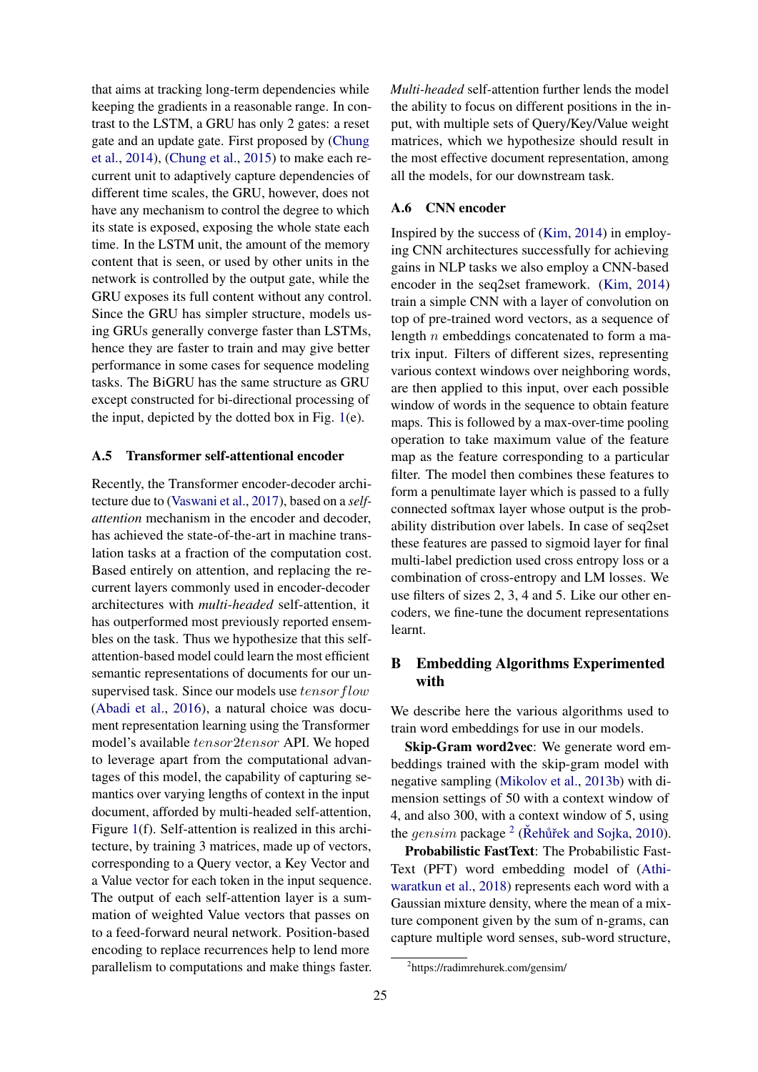that aims at tracking long-term dependencies while keeping the gradients in a reasonable range. In contrast to the LSTM, a GRU has only 2 gates: a reset gate and an update gate. First proposed by (Chung et al., 2014), (Chung et al., 2015) to make each recurrent unit to adaptively capture dependencies of different time scales, the GRU, however, does not have any mechanism to control the degree to which its state is exposed, exposing the whole state each time. In the LSTM unit, the amount of the memory content that is seen, or used by other units in the network is controlled by the output gate, while the GRU exposes its full content without any control. Since the GRU has simpler structure, models using GRUs generally converge faster than LSTMs, hence they are faster to train and may give better performance in some cases for sequence modeling tasks. The BiGRU has the same structure as GRU except constructed for bi-directional processing of the input, depicted by the dotted box in Fig. 1(e).

### A.5 Transformer self-attentional encoder

Recently, the Transformer encoder-decoder architecture due to (Vaswani et al., 2017), based on a *self-attention* mechanism in the encoder and decoder, has achieved the state-of-the-art in machine translation tasks at a fraction of the computation cost. Based entirely on attention, and replacing the recurrent layers commonly used in encoder-decoder architectures with *multi-headed* self-attention, it has outperformed most previously reported ensembles on the task. Thus we hypothesize that this self-attention-based model could learn the most efficient semantic representations of documents for our unsupervised task. Since our models use $tensorflow$ (Abadi et al., 2016), a natural choice was document representation learning using the Transformer model's available $tensor2tensor$ API. We hoped to leverage apart from the computational advantages of this model, the capability of capturing semantics over varying lengths of context in the input document, afforded by multi-headed self-attention, Figure 1(f). Self-attention is realized in this architecture, by training 3 matrices, made up of vectors, corresponding to a Query vector, a Key Vector and a Value vector for each token in the input sequence. The output of each self-attention layer is a summation of weighted Value vectors that passes on to a feed-forward neural network. Position-based encoding to replace recurrences help to lend more parallelism to computations and make things faster. *Multi-headed* self-attention further lends the model the ability to focus on different positions in the input, with multiple sets of Query/Key/Value weight matrices, which we hypothesize should result in the most effective document representation, among all the models, for our downstream task.

### A.6 CNN encoder

Inspired by the success of (Kim, 2014) in employing CNN architectures successfully for achieving gains in NLP tasks we also employ a CNN-based encoder in the seq2set framework. (Kim, 2014) train a simple CNN with a layer of convolution on top of pre-trained word vectors, as a sequence of length $n$ embeddings concatenated to form a matrix input. Filters of different sizes, representing various context windows over neighboring words, are then applied to this input, over each possible window of words in the sequence to obtain feature maps. This is followed by a max-over-time pooling operation to take maximum value of the feature map as the feature corresponding to a particular filter. The model then combines these features to form a penultimate layer which is passed to a fully connected softmax layer whose output is the probability distribution over labels. In case of seq2set these features are passed to sigmoid layer for final multi-label prediction used cross entropy loss or a combination of cross-entropy and LM losses. We use filters of sizes 2, 3, 4 and 5. Like our other encoders, we fine-tune the document representations learnt.

## B Embedding Algorithms Experimented with

We describe here the various algorithms used to train word embeddings for use in our models.

**Skip-Gram word2vec**: We generate word embeddings trained with the skip-gram model with negative sampling (Mikolov et al., 2013b) with dimension settings of 50 with a context window of 4, and also 300, with a context window of 5, using the $gensim$ package [2] (Řehůřek and Sojka, 2010).

**Probabilistic FastText**: The Probabilistic FastText (PFT) word embedding model of (Athiwaratkun et al., 2018) represents each word with a Gaussian mixture density, where the mean of a mixture component given by the sum of n-grams, can capture multiple word senses, sub-word structure,

[2] https://radimrehurek.com/gensim/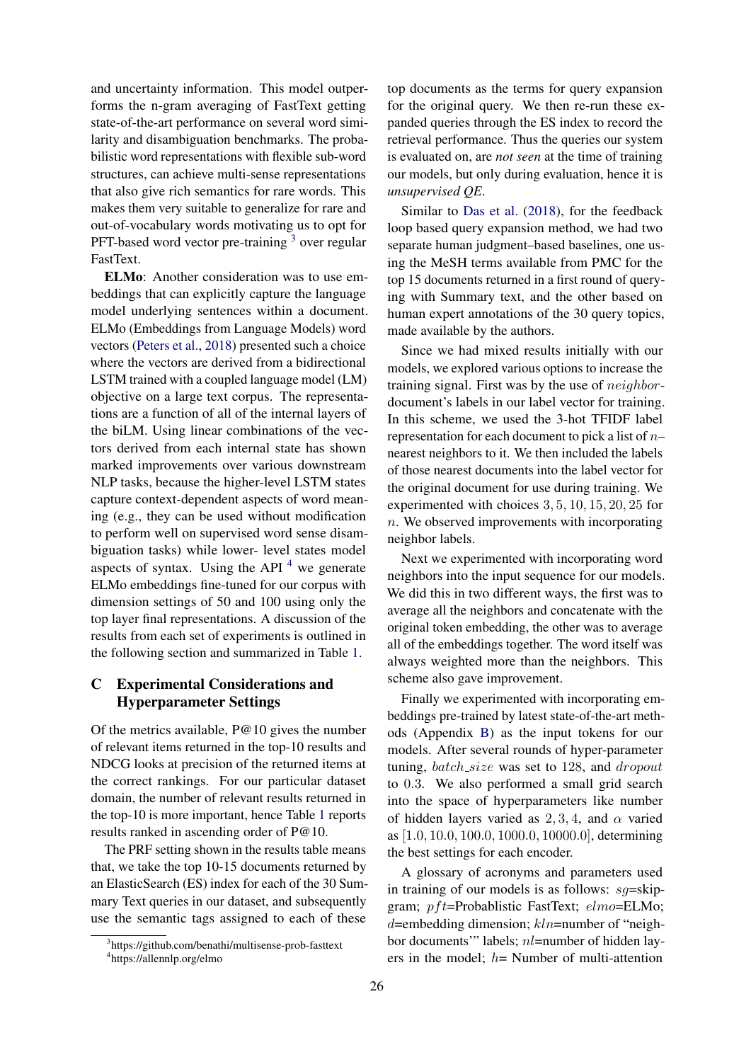and uncertainty information. This model outperforms the n-gram averaging of FastText getting state-of-the-art performance on several word similarity and disambiguation benchmarks. The probabilistic word representations with flexible sub-word structures, can achieve multi-sense representations that also give rich semantics for rare words. This makes them very suitable to generalize for rare and out-of-vocabulary words motivating us to opt for PFT-based word vector pre-training [3] over regular FastText.

**ELMo**: Another consideration was to use embeddings that can explicitly capture the language model underlying sentences within a document. ELMo (Embeddings from Language Models) word vectors (Peters et al., 2018) presented such a choice where the vectors are derived from a bidirectional LSTM trained with a coupled language model (LM) objective on a large text corpus. The representations are a function of all of the internal layers of the biLM. Using linear combinations of the vectors derived from each internal state has shown marked improvements over various downstream NLP tasks, because the higher-level LSTM states capture context-dependent aspects of word meaning (e.g., they can be used without modification to perform well on supervised word sense disambiguation tasks) while lower- level states model aspects of syntax. Using the API [4] we generate ELMo embeddings fine-tuned for our corpus with dimension settings of 50 and 100 using only the top layer final representations. A discussion of the results from each set of experiments is outlined in the following section and summarized in Table 1.

## C Experimental Considerations and Hyperparameter Settings

Of the metrics available, P@10 gives the number of relevant items returned in the top-10 results and NDCG looks at precision of the returned items at the correct rankings. For our particular dataset domain, the number of relevant results returned in the top-10 is more important, hence Table 1 reports results ranked in ascending order of P@10.

The PRF setting shown in the results table means that, we take the top 10-15 documents returned by an ElasticSearch (ES) index for each of the 30 Summary Text queries in our dataset, and subsequently use the semantic tags assigned to each of these top documents as the terms for query expansion for the original query. We then re-run these expanded queries through the ES index to record the retrieval performance. Thus the queries our system is evaluated on, are *not seen* at the time of training our models, but only during evaluation, hence it is *unsupervised QE*.

Similar to Das et al. (2018), for the feedback loop based query expansion method, we had two separate human judgment–based baselines, one using the MeSH terms available from PMC for the top 15 documents returned in a first round of querying with Summary text, and the other based on human expert annotations of the 30 query topics, made available by the authors.

Since we had mixed results initially with our models, we explored various options to increase the training signal. First was by the use of $neighbor$-document's labels in our label vector for training. In this scheme, we used the 3-hot TFIDF label representation for each document to pick a list of $n$–nearest neighbors to it. We then included the labels of those nearest documents into the label vector for the original document for use during training. We experimented with choices $3, 5, 10, 15, 20, 25$ for $n$. We observed improvements with incorporating neighbor labels.

Next we experimented with incorporating word neighbors into the input sequence for our models. We did this in two different ways, the first was to average all the neighbors and concatenate with the original token embedding, the other was to average all of the embeddings together. The word itself was always weighted more than the neighbors. This scheme also gave improvement.

Finally we experimented with incorporating embeddings pre-trained by latest state-of-the-art methods (Appendix B) as the input tokens for our models. After several rounds of hyper-parameter tuning, $batch\_size$ was set to 128, and $dropout$ to $0.3$. We also performed a small grid search into the space of hyperparameters like number of hidden layers varied as $2, 3, 4$, and $\alpha$ varied as $[1.0, 10.0, 100.0, 1000.0, 10000.0]$, determining the best settings for each encoder.

A glossary of acronyms and parameters used in training of our models is as follows: $sg$=skip-gram; $pft$=Probablistic FastText; $elmo$=ELMo; $d$=embedding dimension; $kln$=number of "neighbor documents'" labels; $nl$=number of hidden layers in the model; $h$= Number of multi-attention

[3] https://github.com/benathi/multisense-prob-fasttext

[4] https://allennlp.org/elmo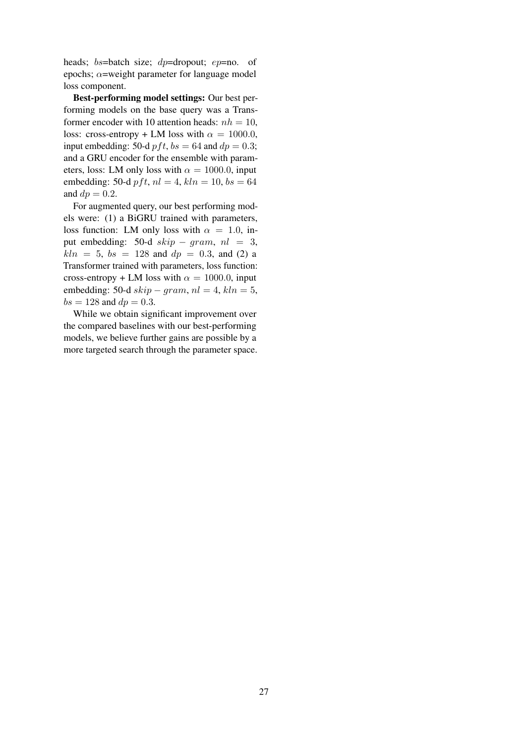heads; $bs$=batch size; $dp$=dropout; $ep$=no. of epochs; $\alpha$=weight parameter for language model loss component.

**Best-performing model settings:** Our best performing models on the base query was a Transformer encoder with 10 attention heads: $nh = 10$, loss: cross-entropy + LM loss with $\alpha = 1000.0$, input embedding: 50-d $pft$, $bs = 64$ and $dp = 0.3$; and a GRU encoder for the ensemble with parameters, loss: LM only loss with $\alpha = 1000.0$, input embedding: 50-d $pft$, $nl = 4$, $kln = 10$, $bs = 64$ and $dp = 0.2$.

For augmented query, our best performing models were: (1) a BiGRU trained with parameters, loss function: LM only loss with $\alpha = 1.0$, input embedding: 50-d $skip - gram$, $nl = 3$, $kln = 5$, $bs = 128$ and $dp = 0.3$, and (2) a Transformer trained with parameters, loss function: cross-entropy + LM loss with $\alpha = 1000.0$, input embedding: 50-d $skip - gram$, $nl = 4$, $kln = 5$, $bs = 128$ and $dp = 0.3$.

While we obtain significant improvement over the compared baselines with our best-performing models, we believe further gains are possible by a more targeted search through the parameter space.